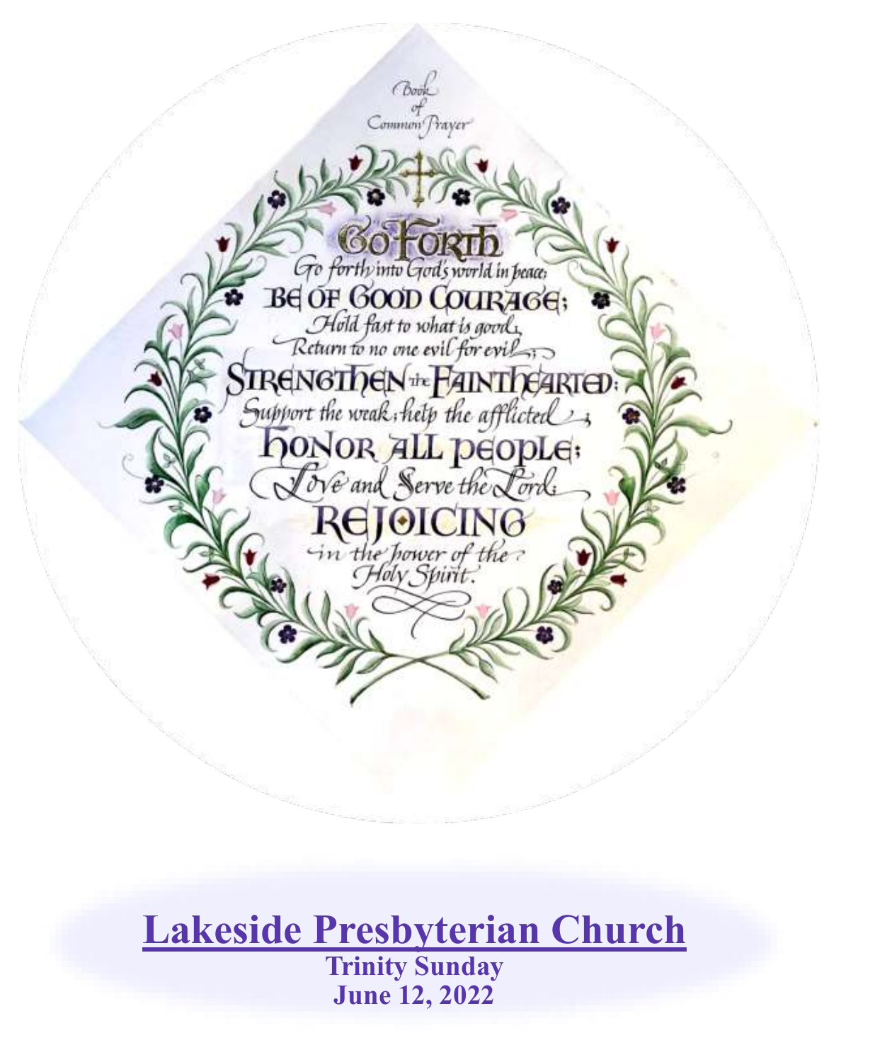Book of Common Prayer

**GO FORTH**

*Go forth into God's world in peace;*

**BE OF GOOD COURAGE;**

*Hold fast to what is good,*

*Return to no one evil for evil;*

**STRENGTHEN the FAINTHEARTED;**

*Support the weak; help the afflicted;*

**HONOR ALL PEOPLE;**

*Love and Serve the Lord:*

**REJOICING**

*in the power of the Holy Spirit.*

# Lakeside Presbyterian Church

**Trinity Sunday**

**June 12, 2022**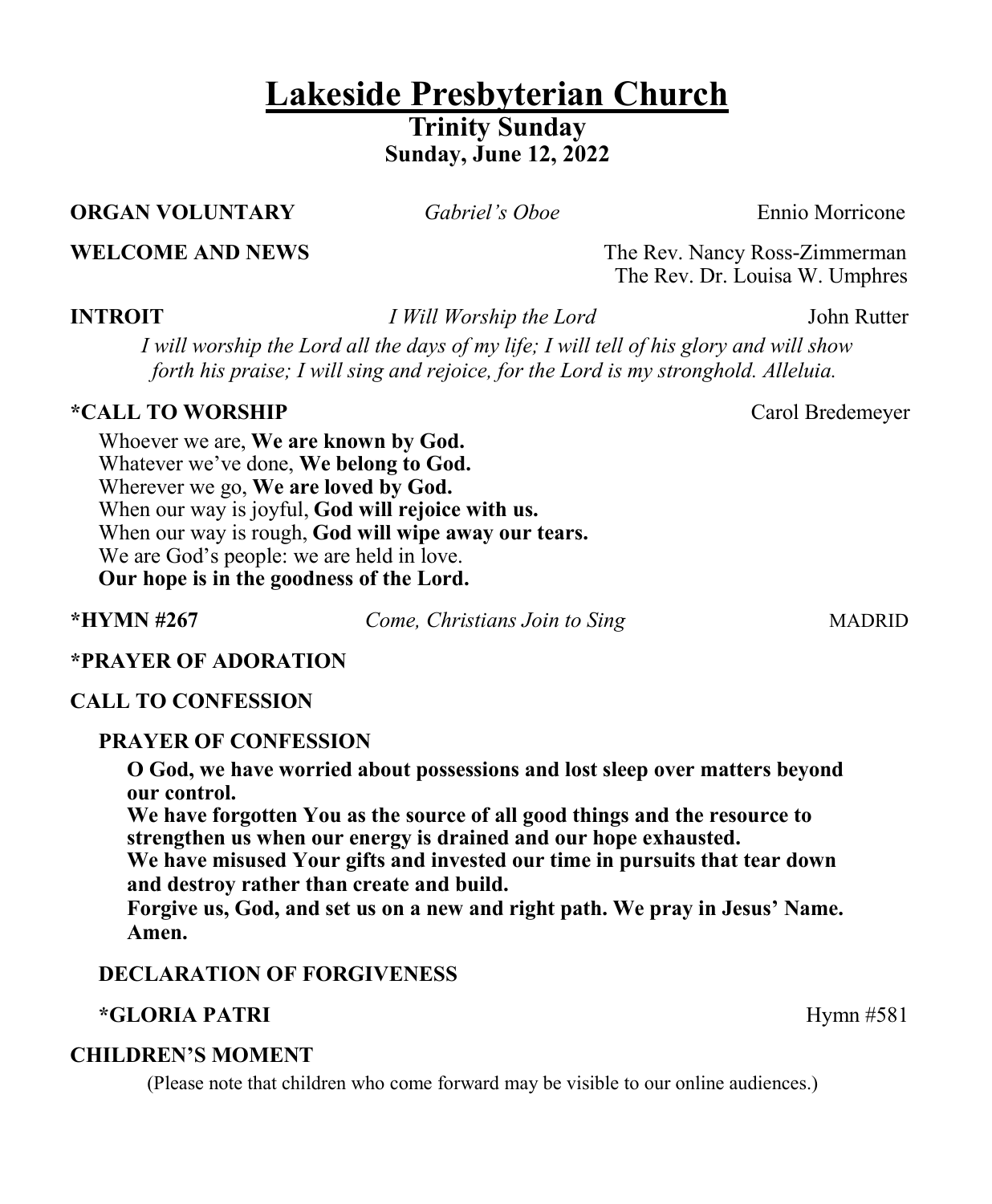# Lakeside Presbyterian Church

## Trinity Sunday

**Sunday, June 12, 2022**

**ORGAN VOLUNTARY** *Gabriel's Oboe* Ennio Morricone

**WELCOME AND NEWS** The Rev. Nancy Ross-Zimmerman
The Rev. Dr. Louisa W. Umphres

**INTROIT** *I Will Worship the Lord* John Rutter

*I will worship the Lord all the days of my life; I will tell of his glory and will show forth his praise; I will sing and rejoice, for the Lord is my stronghold. Alleluia.*

**\*CALL TO WORSHIP** Carol Bredemeyer

Whoever we are, **We are known by God.**
Whatever we've done, **We belong to God.**
Wherever we go, **We are loved by God.**
When our way is joyful, **God will rejoice with us.**
When our way is rough, **God will wipe away our tears.**
We are God's people: we are held in love.
**Our hope is in the goodness of the Lord.**

**\*HYMN #267** *Come, Christians Join to Sing* MADRID

**\*PRAYER OF ADORATION**

**CALL TO CONFESSION**

**PRAYER OF CONFESSION**

**O God, we have worried about possessions and lost sleep over matters beyond our control.**
**We have forgotten You as the source of all good things and the resource to strengthen us when our energy is drained and our hope exhausted.**
**We have misused Your gifts and invested our time in pursuits that tear down and destroy rather than create and build.**
**Forgive us, God, and set us on a new and right path. We pray in Jesus' Name. Amen.**

**DECLARATION OF FORGIVENESS**

**\*GLORIA PATRI** Hymn #581

**CHILDREN'S MOMENT**

(Please note that children who come forward may be visible to our online audiences.)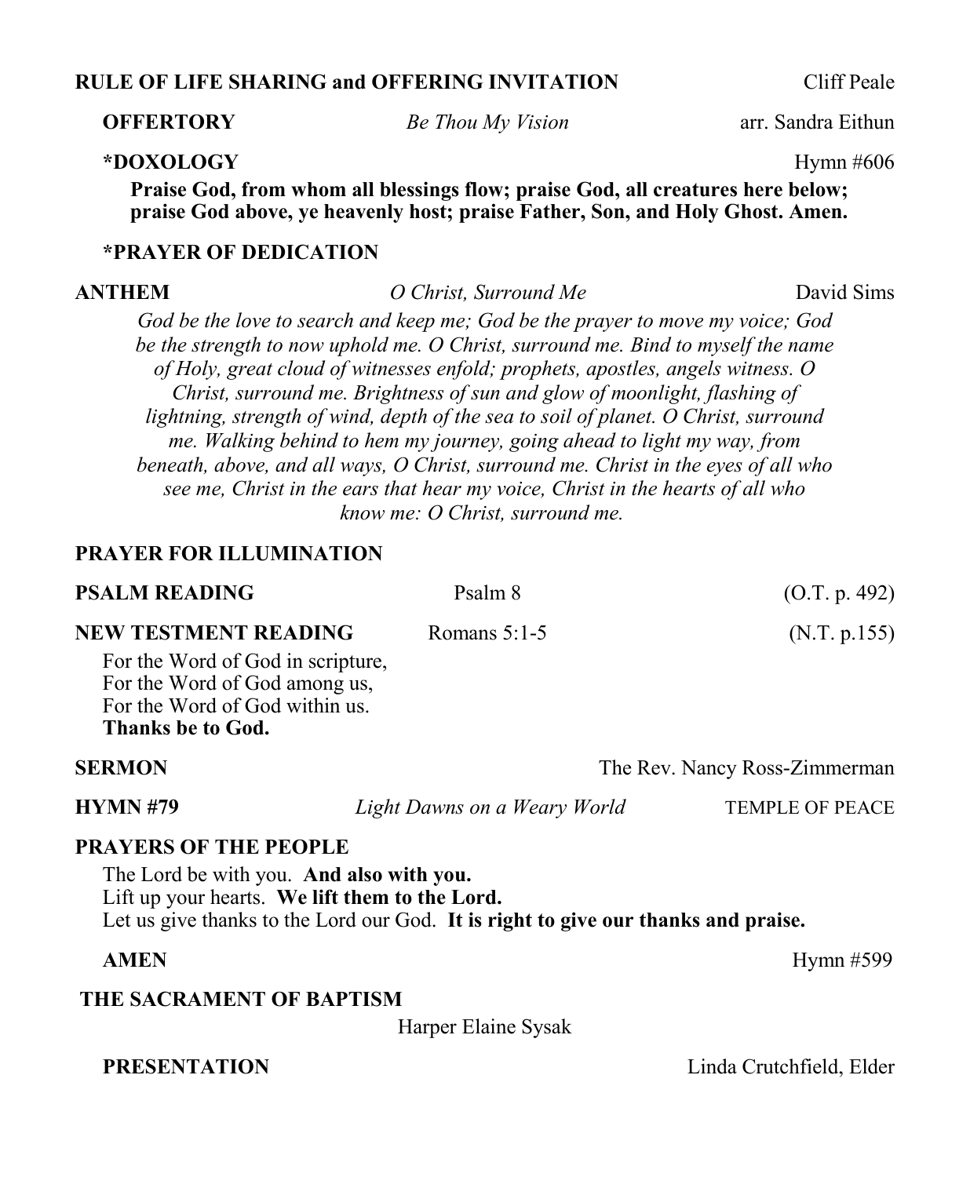**RULE OF LIFE SHARING and OFFERING INVITATION** Cliff Peale

**OFFERTORY** *Be Thou My Vision* arr. Sandra Eithun

***DOXOLOGY** Hymn #606

**Praise God, from whom all blessings flow; praise God, all creatures here below; praise God above, ye heavenly host; praise Father, Son, and Holy Ghost. Amen.**

***PRAYER OF DEDICATION**

**ANTHEM** *O Christ, Surround Me* David Sims

*God be the love to search and keep me; God be the prayer to move my voice; God be the strength to now uphold me. O Christ, surround me. Bind to myself the name of Holy, great cloud of witnesses enfold; prophets, apostles, angels witness. O Christ, surround me. Brightness of sun and glow of moonlight, flashing of lightning, strength of wind, depth of the sea to soil of planet. O Christ, surround me. Walking behind to hem my journey, going ahead to light my way, from beneath, above, and all ways, O Christ, surround me. Christ in the eyes of all who see me, Christ in the ears that hear my voice, Christ in the hearts of all who know me: O Christ, surround me.*

**PRAYER FOR ILLUMINATION**

**PSALM READING** Psalm 8 (O.T. p. 492)

**NEW TESTMENT READING** Romans 5:1-5 (N.T. p.155)

For the Word of God in scripture,
For the Word of God among us,
For the Word of God within us.
**Thanks be to God.**

**SERMON** The Rev. Nancy Ross-Zimmerman

**HYMN #79** *Light Dawns on a Weary World* TEMPLE OF PEACE

**PRAYERS OF THE PEOPLE**

The Lord be with you. **And also with you.**
Lift up your hearts. **We lift them to the Lord.**
Let us give thanks to the Lord our God. **It is right to give our thanks and praise.**

**AMEN** Hymn #599

**THE SACRAMENT OF BAPTISM**

Harper Elaine Sysak

**PRESENTATION** Linda Crutchfield, Elder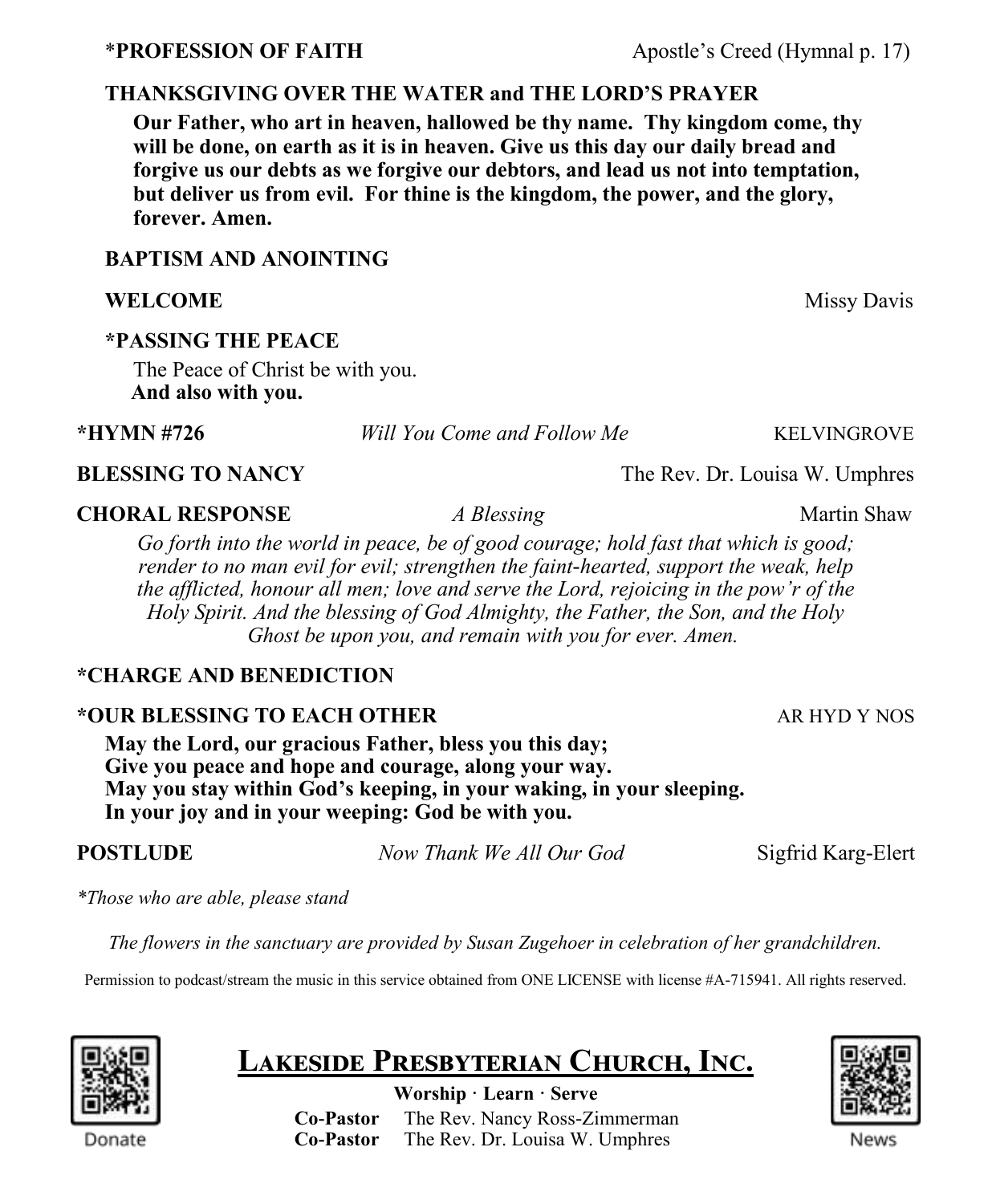**\*PROFESSION OF FAITH** Apostle's Creed (Hymnal p. 17)

**THANKSGIVING OVER THE WATER and THE LORD'S PRAYER**

**Our Father, who art in heaven, hallowed be thy name. Thy kingdom come, thy will be done, on earth as it is in heaven. Give us this day our daily bread and forgive us our debts as we forgive our debtors, and lead us not into temptation, but deliver us from evil. For thine is the kingdom, the power, and the glory, forever. Amen.**

**BAPTISM AND ANOINTING**

**WELCOME** Missy Davis

**\*PASSING THE PEACE**

The Peace of Christ be with you.
**And also with you.**

**\*HYMN #726** *Will You Come and Follow Me* KELVINGROVE

**BLESSING TO NANCY** The Rev. Dr. Louisa W. Umphres

**CHORAL RESPONSE** *A Blessing* Martin Shaw

*Go forth into the world in peace, be of good courage; hold fast that which is good; render to no man evil for evil; strengthen the faint-hearted, support the weak, help the afflicted, honour all men; love and serve the Lord, rejoicing in the pow'r of the Holy Spirit. And the blessing of God Almighty, the Father, the Son, and the Holy Ghost be upon you, and remain with you for ever. Amen.*

**\*CHARGE AND BENEDICTION**

**\*OUR BLESSING TO EACH OTHER** AR HYD Y NOS

**May the Lord, our gracious Father, bless you this day;**
**Give you peace and hope and courage, along your way.**
**May you stay within God's keeping, in your waking, in your sleeping.**
**In your joy and in your weeping: God be with you.**

**POSTLUDE** *Now Thank We All Our God* Sigfrid Karg-Elert

*\*Those who are able, please stand*

*The flowers in the sanctuary are provided by Susan Zugehoer in celebration of her grandchildren.*

Permission to podcast/stream the music in this service obtained from ONE LICENSE with license #A-715941. All rights reserved.

Donate

# LAKESIDE PRESBYTERIAN CHURCH, INC.

**Worship · Learn · Serve**

**Co-Pastor** The Rev. Nancy Ross-Zimmerman
**Co-Pastor** The Rev. Dr. Louisa W. Umphres

News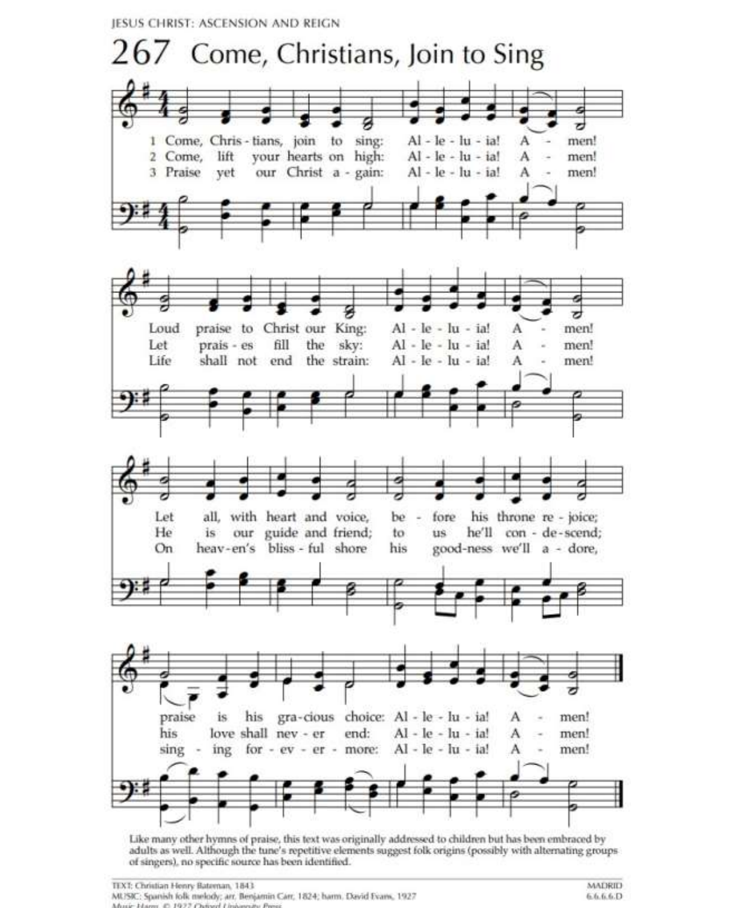JESUS CHRIST: ASCENSION AND REIGN

# 267 Come, Christians, Join to Sing

1 Come, Christians, join to sing: Alleluia! Amen!
Loud praise to Christ our King: Alleluia! Amen!
Let all, with heart and voice, before his throne rejoice;
praise is his gracious choice: Alleluia! Amen!

2 Come, lift your hearts on high: Alleluia! Amen!
Let praises fill the sky: Alleluia! Amen!
He is our guide and friend; to us he'll condescend;
his love shall never end: Alleluia! Amen!

3 Praise yet our Christ again: Alleluia! Amen!
Life shall not end the strain: Alleluia! Amen!
On heaven's blissful shore his goodness we'll adore,
singing for evermore: Alleluia! Amen!

Like many other hymns of praise, this text was originally addressed to children but has been embraced by adults as well. Although the tune's repetitive elements suggest folk origins (possibly with alternating groups of singers), no specific source has been identified.

TEXT: Christian Henry Bateman, 1843
MUSIC: Spanish folk melody; arr. Benjamin Carr, 1824; harm. David Evans, 1927
Music Harm. © 1927 Oxford University Press

MADRID
6.6.6.6.D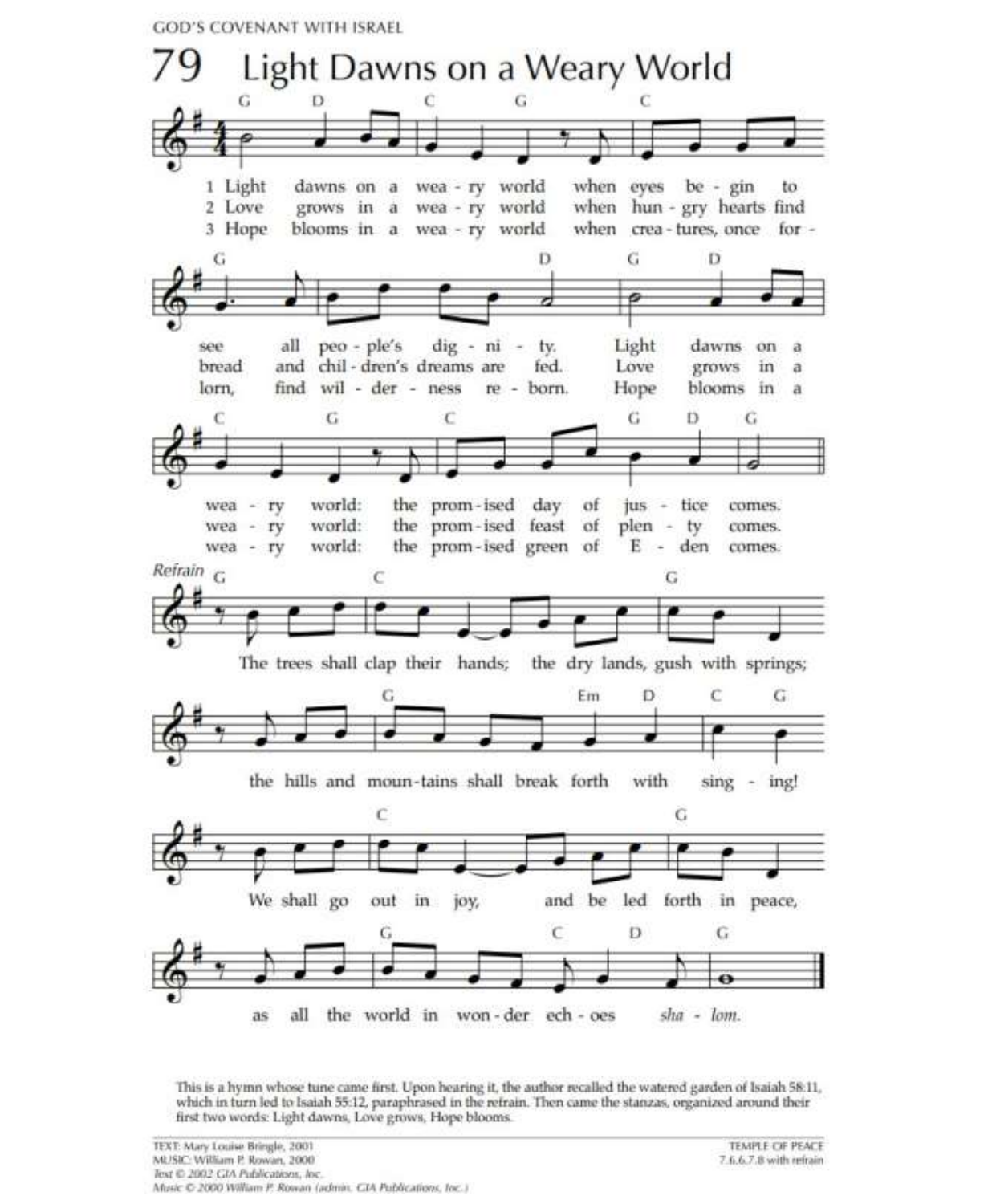GOD'S COVENANT WITH ISRAEL

# 79 Light Dawns on a Weary World

1 Light dawns on a weary world when eyes begin to see all people's dignity. Light dawns on a weary world: the promised day of justice comes.

2 Love grows in a weary world when hungry hearts find bread and children's dreams are fed. Love grows in a weary world: the promised feast of plenty comes.

3 Hope blooms in a weary world when creatures, once forlorn, find wilderness reborn. Hope blooms in a weary world: the promised green of Eden comes.

*Refrain*

The trees shall clap their hands; the dry lands, gush with springs; the hills and mountains shall break forth with singing! We shall go out in joy, and be led forth in peace, as all the world in wonder echoes *shalom.*

This is a hymn whose tune came first. Upon hearing it, the author recalled the watered garden of Isaiah 58:11, which in turn led to Isaiah 55:12, paraphrased in the refrain. Then came the stanzas, organized around their first two words: Light dawns, Love grows, Hope blooms.

TEXT: Mary Louise Bringle, 2001
MUSIC: William P. Rowan, 2000
*Text © 2002 GIA Publications, Inc.*
*Music © 2000 William P. Rowan (admin. GIA Publications, Inc.)*

TEMPLE OF PEACE
7.6.6.7.8 with refrain